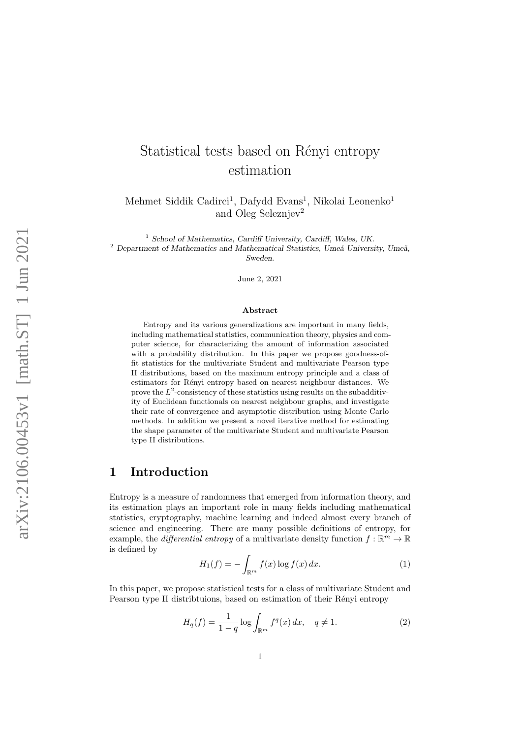# Statistical tests based on Rényi entropy estimation

Mehmet Siddik Cadirci[1], Dafydd Evans[1], Nikolai Leonenko[1] and Oleg Seleznjev[2]

[1] *School of Mathematics, Cardiff University, Cardiff, Wales, UK.*
[2] *Department of Mathematics and Mathematical Statistics, Umeå University, Umeå, Sweden.*

June 2, 2021

**Abstract**

Entropy and its various generalizations are important in many fields, including mathematical statistics, communication theory, physics and computer science, for characterizing the amount of information associated with a probability distribution. In this paper we propose goodness-of-fit statistics for the multivariate Student and multivariate Pearson type II distributions, based on the maximum entropy principle and a class of estimators for Rényi entropy based on nearest neighbour distances. We prove the $L^2$-consistency of these statistics using results on the subadditivity of Euclidean functionals on nearest neighbour graphs, and investigate their rate of convergence and asymptotic distribution using Monte Carlo methods. In addition we present a novel iterative method for estimating the shape parameter of the multivariate Student and multivariate Pearson type II distributions.

## 1 Introduction

Entropy is a measure of randomness that emerged from information theory, and its estimation plays an important role in many fields including mathematical statistics, cryptography, machine learning and indeed almost every branch of science and engineering. There are many possible definitions of entropy, for example, the *differential entropy* of a multivariate density function $f : \mathbb{R}^m \to \mathbb{R}$ is defined by

$$H_1(f) = -\int_{\mathbb{R}^m} f(x) \log f(x)\, dx. \tag{1}$$

In this paper, we propose statistical tests for a class of multivariate Student and Pearson type II distribtuions, based on estimation of their Rényi entropy

$$H_q(f) = \frac{1}{1-q} \log \int_{\mathbb{R}^m} f^q(x)\, dx, \quad q \neq 1. \tag{2}$$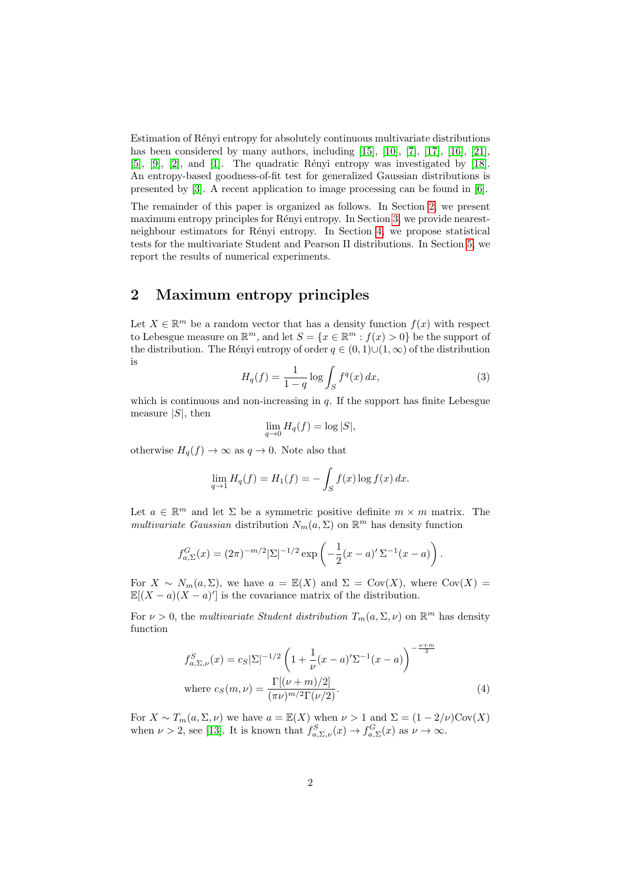Estimation of Rényi entropy for absolutely continuous multivariate distributions has been considered by many authors, including [15], [10], [7], [17], [16], [21], [5], [9], [2], and [1]. The quadratic Rényi entropy was investigated by [18]. An entropy-based goodness-of-fit test for generalized Gaussian distributions is presented by [3]. A recent application to image processing can be found in [6].

The remainder of this paper is organized as follows. In Section 2, we present maximum entropy principles for Rényi entropy. In Section 3, we provide nearest-neighbour estimators for Rényi entropy. In Section 4, we propose statistical tests for the multivariate Student and Pearson II distributions. In Section 5, we report the results of numerical experiments.

## 2 Maximum entropy principles

Let $X \in \mathbb{R}^m$ be a random vector that has a density function $f(x)$ with respect to Lebesgue measure on $\mathbb{R}^m$, and let $S = \{x \in \mathbb{R}^m : f(x) > 0\}$ be the support of the distribution. The Rényi entropy of order $q \in (0,1)\cup(1,\infty)$ of the distribution is

$$H_q(f) = \frac{1}{1-q} \log \int_S f^q(x)\,dx, \tag{3}$$

which is continuous and non-increasing in $q$. If the support has finite Lebesgue measure $|S|$, then

$$\lim_{q\to 0} H_q(f) = \log|S|,$$

otherwise $H_q(f) \to \infty$ as $q \to 0$. Note also that

$$\lim_{q\to 1} H_q(f) = H_1(f) = -\int_S f(x) \log f(x)\,dx.$$

Let $a \in \mathbb{R}^m$ and let $\Sigma$ be a symmetric positive definite $m \times m$ matrix. The *multivariate Gaussian* distribution $N_m(a,\Sigma)$ on $\mathbb{R}^m$ has density function

$$f^G_{a,\Sigma}(x) = (2\pi)^{-m/2}|\Sigma|^{-1/2} \exp\left(-\frac{1}{2}(x-a)'\,\Sigma^{-1}(x-a)\right).$$

For $X \sim N_m(a,\Sigma)$, we have $a = \mathbb{E}(X)$ and $\Sigma = \mathrm{Cov}(X)$, where $\mathrm{Cov}(X) = \mathbb{E}[(X-a)(X-a)']$ is the covariance matrix of the distribution.

For $\nu > 0$, the *multivariate Student distribution* $T_m(a,\Sigma,\nu)$ on $\mathbb{R}^m$ has density function

$$f^S_{a,\Sigma,\nu}(x) = c_S|\Sigma|^{-1/2}\left(1 + \frac{1}{\nu}(x-a)'\Sigma^{-1}(x-a)\right)^{-\frac{\nu+m}{2}}$$

$$\text{where } c_S(m,\nu) = \frac{\Gamma[(\nu+m)/2]}{(\pi\nu)^{m/2}\Gamma(\nu/2)}. \tag{4}$$

For $X \sim T_m(a,\Sigma,\nu)$ we have $a = \mathbb{E}(X)$ when $\nu > 1$ and $\Sigma = (1-2/\nu)\mathrm{Cov}(X)$ when $\nu > 2$, see [13]. It is known that $f^S_{a,\Sigma,\nu}(x) \to f^G_{a,\Sigma}(x)$ as $\nu \to \infty$.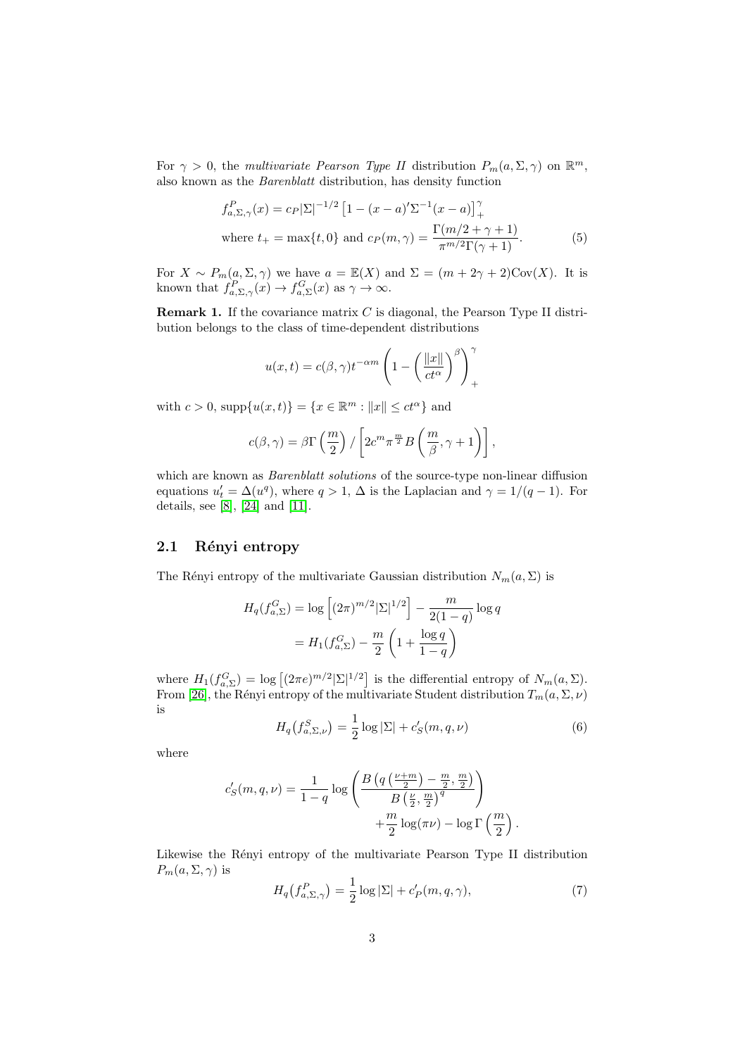For $\gamma > 0$, the *multivariate Pearson Type II* distribution $P_m(a, \Sigma, \gamma)$ on $\mathbb{R}^m$, also known as the *Barenblatt* distribution, has density function

$$
\begin{aligned}
f^P_{a,\Sigma,\gamma}(x) &= c_P |\Sigma|^{-1/2} \left[1 - (x-a)'\Sigma^{-1}(x-a)\right]_+^{\gamma} \\
\text{where } t_+ &= \max\{t, 0\} \text{ and } c_P(m, \gamma) = \frac{\Gamma(m/2 + \gamma + 1)}{\pi^{m/2}\Gamma(\gamma+1)}. \qquad (5)
\end{aligned}
$$

For $X \sim P_m(a, \Sigma, \gamma)$ we have $a = \mathbb{E}(X)$ and $\Sigma = (m + 2\gamma + 2)\mathrm{Cov}(X)$. It is known that $f^P_{a,\Sigma,\gamma}(x) \to f^G_{a,\Sigma}(x)$ as $\gamma \to \infty$.

**Remark 1.** If the covariance matrix $C$ is diagonal, the Pearson Type II distribution belongs to the class of time-dependent distributions

$$
u(x,t) = c(\beta, \gamma) t^{-\alpha m} \left(1 - \left(\frac{\|x\|}{ct^{\alpha}}\right)^{\beta}\right)_+^{\gamma}
$$

with $c > 0$, $\mathrm{supp}\{u(x,t)\} = \{x \in \mathbb{R}^m : \|x\| \le ct^{\alpha}\}$ and

$$
c(\beta, \gamma) = \beta \Gamma\left(\frac{m}{2}\right) / \left[2c^m \pi^{\frac{m}{2}} B\left(\frac{m}{\beta}, \gamma + 1\right)\right],
$$

which are known as *Barenblatt solutions* of the source-type non-linear diffusion equations $u'_t = \Delta(u^q)$, where $q > 1$, $\Delta$ is the Laplacian and $\gamma = 1/(q-1)$. For details, see [8], [24] and [11].

## 2.1 Rényi entropy

The Rényi entropy of the multivariate Gaussian distribution $N_m(a, \Sigma)$ is

$$
\begin{aligned}
H_q(f^G_{a,\Sigma}) &= \log\left[(2\pi)^{m/2}|\Sigma|^{1/2}\right] - \frac{m}{2(1-q)} \log q \\
&= H_1(f^G_{a,\Sigma}) - \frac{m}{2}\left(1 + \frac{\log q}{1-q}\right)
\end{aligned}
$$

where $H_1(f^G_{a,\Sigma}) = \log\left[(2\pi e)^{m/2}|\Sigma|^{1/2}\right]$ is the differential entropy of $N_m(a, \Sigma)$. From [26], the Rényi entropy of the multivariate Student distribution $T_m(a, \Sigma, \nu)$ is

$$
H_q\big(f^S_{a,\Sigma,\nu}\big) = \frac{1}{2}\log|\Sigma| + c'_S(m, q, \nu) \qquad (6)
$$

where

$$
c'_S(m, q, \nu) = \frac{1}{1-q} \log\left(\frac{B\left(q\left(\frac{\nu+m}{2}\right) - \frac{m}{2}, \frac{m}{2}\right)}{B\left(\frac{\nu}{2}, \frac{m}{2}\right)^q}\right) + \frac{m}{2}\log(\pi\nu) - \log\Gamma\left(\frac{m}{2}\right).
$$

Likewise the Rényi entropy of the multivariate Pearson Type II distribution $P_m(a, \Sigma, \gamma)$ is

$$
H_q\big(f^P_{a,\Sigma,\gamma}\big) = \frac{1}{2}\log|\Sigma| + c'_P(m, q, \gamma), \qquad (7)
$$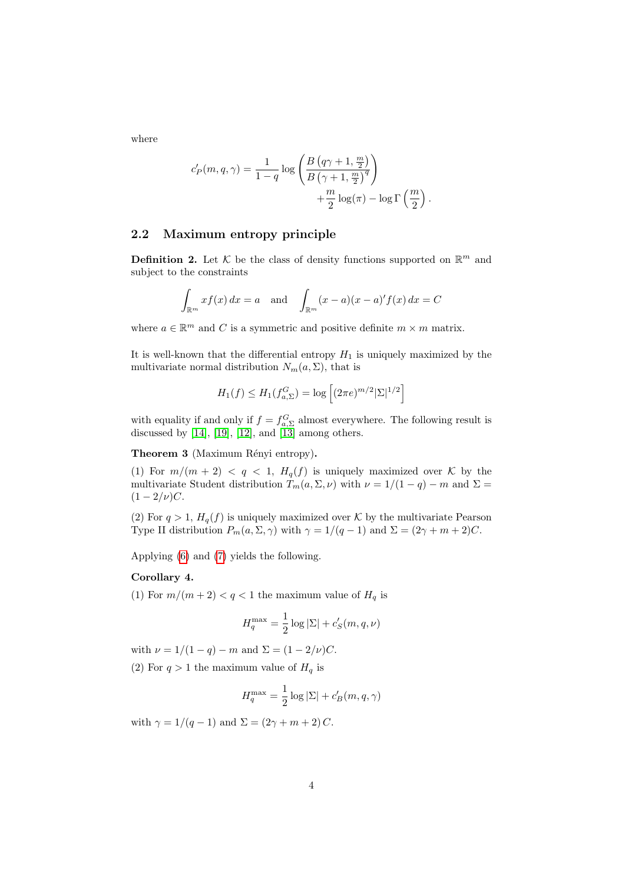where

$$c'_P(m, q, \gamma) = \frac{1}{1-q} \log \left( \frac{B\left(q\gamma + 1, \frac{m}{2}\right)}{B\left(\gamma + 1, \frac{m}{2}\right)^q} \right) + \frac{m}{2} \log(\pi) - \log \Gamma\left(\frac{m}{2}\right).$$

## 2.2 Maximum entropy principle

**Definition 2.** Let $\mathcal{K}$ be the class of density functions supported on $\mathbb{R}^m$ and subject to the constraints

$$\int_{\mathbb{R}^m} x f(x)\, dx = a \quad \text{and} \quad \int_{\mathbb{R}^m} (x-a)(x-a)' f(x)\, dx = C$$

where $a \in \mathbb{R}^m$ and $C$ is a symmetric and positive definite $m \times m$ matrix.

It is well-known that the differential entropy $H_1$ is uniquely maximized by the multivariate normal distribution $N_m(a, \Sigma)$, that is

$$H_1(f) \le H_1(f^G_{a,\Sigma}) = \log\left[(2\pi e)^{m/2} |\Sigma|^{1/2}\right]$$

with equality if and only if $f = f^G_{a,\Sigma}$ almost everywhere. The following result is discussed by [14], [19], [12], and [13] among others.

**Theorem 3** (Maximum Rényi entropy)**.**

(1) For $m/(m+2) < q < 1$, $H_q(f)$ is uniquely maximized over $\mathcal{K}$ by the multivariate Student distribution $T_m(a, \Sigma, \nu)$ with $\nu = 1/(1-q) - m$ and $\Sigma = (1 - 2/\nu)C$.

(2) For $q > 1$, $H_q(f)$ is uniquely maximized over $\mathcal{K}$ by the multivariate Pearson Type II distribution $P_m(a, \Sigma, \gamma)$ with $\gamma = 1/(q-1)$ and $\Sigma = (2\gamma + m + 2)C$.

Applying (6) and (7) yields the following.

**Corollary 4.**

(1) For $m/(m+2) < q < 1$ the maximum value of $H_q$ is

$$H_q^{\max} = \frac{1}{2} \log |\Sigma| + c'_S(m, q, \nu)$$

with $\nu = 1/(1-q) - m$ and $\Sigma = (1 - 2/\nu)C$.

(2) For $q > 1$ the maximum value of $H_q$ is

$$H_q^{\max} = \frac{1}{2} \log |\Sigma| + c'_B(m, q, \gamma)$$

with $\gamma = 1/(q-1)$ and $\Sigma = (2\gamma + m + 2)\, C$.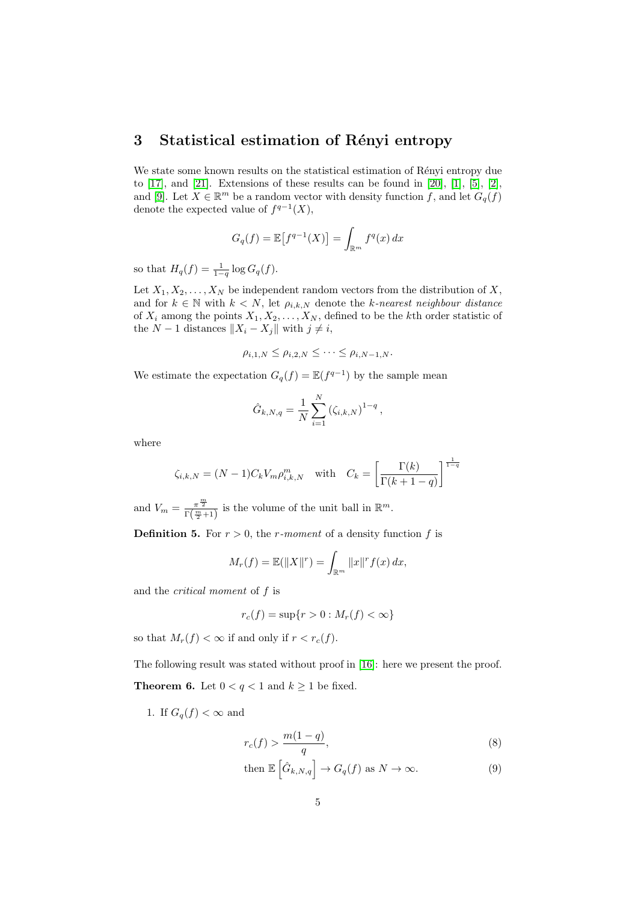## 3 Statistical estimation of Rényi entropy

We state some known results on the statistical estimation of Rényi entropy due to [17], and [21]. Extensions of these results can be found in [20], [1], [5], [2], and [9]. Let $X \in \mathbb{R}^m$ be a random vector with density function $f$, and let $G_q(f)$ denote the expected value of $f^{q-1}(X)$,

$$G_q(f) = \mathbb{E}\big[f^{q-1}(X)\big] = \int_{\mathbb{R}^m} f^q(x)\, dx$$

so that $H_q(f) = \frac{1}{1-q} \log G_q(f)$.

Let $X_1, X_2, \ldots, X_N$ be independent random vectors from the distribution of $X$, and for $k \in \mathbb{N}$ with $k < N$, let $\rho_{i,k,N}$ denote the *k-nearest neighbour distance* of $X_i$ among the points $X_1, X_2, \ldots, X_N$, defined to be the $k$th order statistic of the $N-1$ distances $\|X_i - X_j\|$ with $j \neq i$,

$$\rho_{i,1,N} \leq \rho_{i,2,N} \leq \cdots \leq \rho_{i,N-1,N}.$$

We estimate the expectation $G_q(f) = \mathbb{E}(f^{q-1})$ by the sample mean

$$\hat{G}_{k,N,q} = \frac{1}{N} \sum_{i=1}^{N} \left(\zeta_{i,k,N}\right)^{1-q},$$

where

$$\zeta_{i,k,N} = (N-1) C_k V_m \rho_{i,k,N}^m \quad \text{with} \quad C_k = \left[\frac{\Gamma(k)}{\Gamma(k+1-q)}\right]^{\frac{1}{1-q}}$$

and $V_m = \frac{\pi^{\frac{m}{2}}}{\Gamma(\frac{m}{2}+1)}$ is the volume of the unit ball in $\mathbb{R}^m$.

**Definition 5.** For $r > 0$, the *r-moment* of a density function $f$ is

$$M_r(f) = \mathbb{E}(\|X\|^r) = \int_{\mathbb{R}^m} \|x\|^r f(x)\, dx,$$

and the *critical moment* of $f$ is

$$r_c(f) = \sup\{r > 0 : M_r(f) < \infty\}$$

so that $M_r(f) < \infty$ if and only if $r < r_c(f)$.

The following result was stated without proof in [16]: here we present the proof.

**Theorem 6.** Let $0 < q < 1$ and $k \geq 1$ be fixed.

1. If $G_q(f) < \infty$ and

$$r_c(f) > \frac{m(1-q)}{q}, \tag{8}$$

$$\text{then } \mathbb{E}\left[\hat{G}_{k,N,q}\right] \to G_q(f) \text{ as } N \to \infty. \tag{9}$$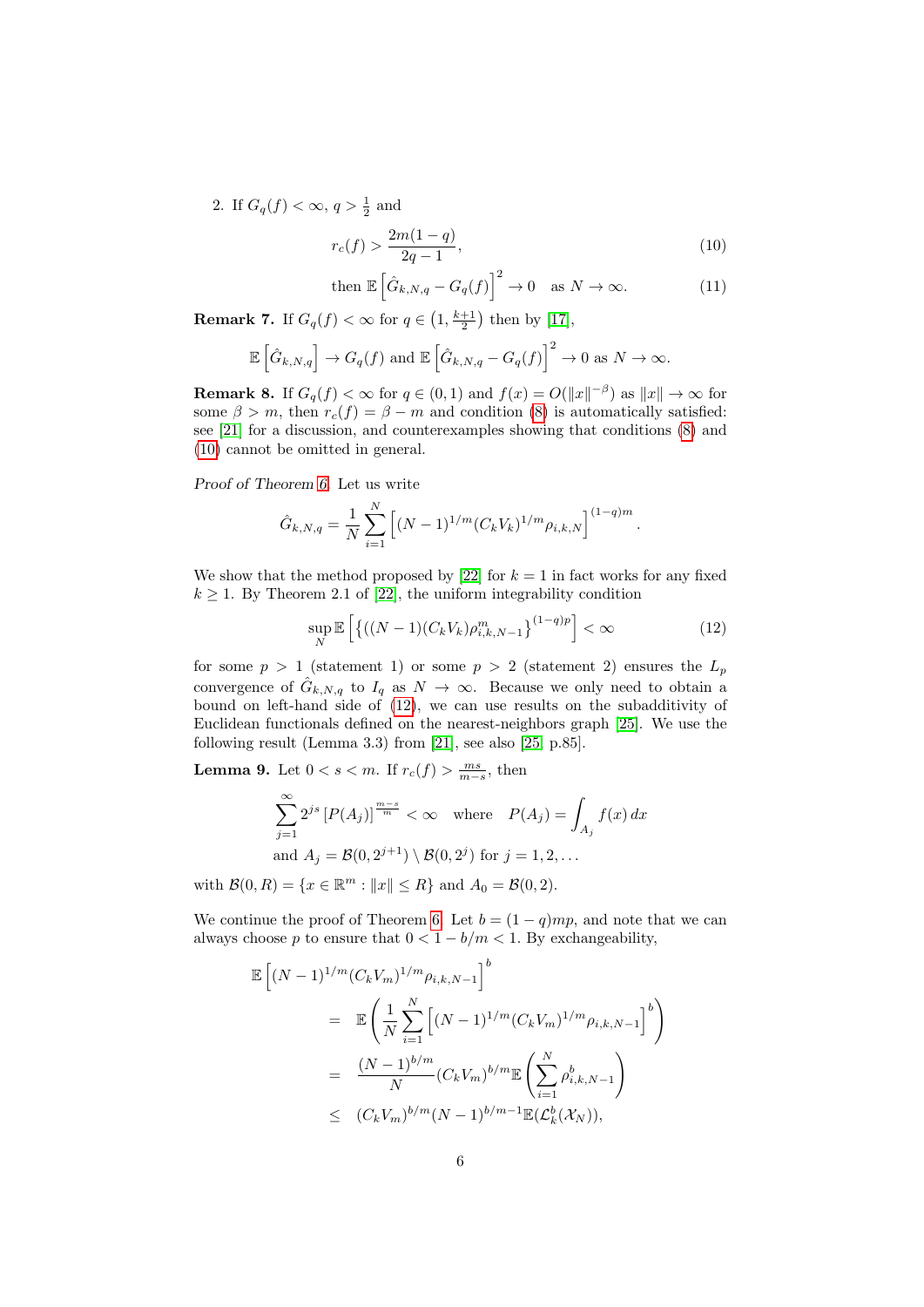2. If $G_q(f) < \infty$, $q > \frac{1}{2}$ and

$$r_c(f) > \frac{2m(1-q)}{2q-1}, \tag{10}$$

$$\text{then } \mathbb{E}\left[\hat{G}_{k,N,q} - G_q(f)\right]^2 \to 0 \quad \text{as } N \to \infty. \tag{11}$$

**Remark 7.** If $G_q(f) < \infty$ for $q \in \left(1, \frac{k+1}{2}\right)$ then by [17],

$$\mathbb{E}\left[\hat{G}_{k,N,q}\right] \to G_q(f) \text{ and } \mathbb{E}\left[\hat{G}_{k,N,q} - G_q(f)\right]^2 \to 0 \text{ as } N \to \infty.$$

**Remark 8.** If $G_q(f) < \infty$ for $q \in (0,1)$ and $f(x) = O(\|x\|^{-\beta})$ as $\|x\| \to \infty$ for some $\beta > m$, then $r_c(f) = \beta - m$ and condition (8) is automatically satisfied: see [21] for a discussion, and counterexamples showing that conditions (8) and (10) cannot be omitted in general.

*Proof of Theorem 6.* Let us write

$$\hat{G}_{k,N,q} = \frac{1}{N}\sum_{i=1}^{N}\left[(N-1)^{1/m}(C_k V_k)^{1/m}\rho_{i,k,N}\right]^{(1-q)m}.$$

We show that the method proposed by [22] for $k = 1$ in fact works for any fixed $k \geq 1$. By Theorem 2.1 of [22], the uniform integrability condition

$$\sup_N \mathbb{E}\left[\left\{((N-1)(C_k V_k)\rho_{i,k,N-1}^m\right\}^{(1-q)p}\right] < \infty \tag{12}$$

for some $p > 1$ (statement 1) or some $p > 2$ (statement 2) ensures the $L_p$ convergence of $\hat{G}_{k,N,q}$ to $I_q$ as $N \to \infty$. Because we only need to obtain a bound on left-hand side of (12), we can use results on the subadditivity of Euclidean functionals defined on the nearest-neighbors graph [25]. We use the following result (Lemma 3.3) from [21], see also [25] p.85].

**Lemma 9.** Let $0 < s < m$. If $r_c(f) > \frac{ms}{m-s}$, then

$$\sum_{j=1}^{\infty} 2^{js}\left[P(A_j)\right]^{\frac{m-s}{m}} < \infty \quad \text{where} \quad P(A_j) = \int_{A_j} f(x)\,dx$$
$$\text{and } A_j = \mathcal{B}(0, 2^{j+1}) \setminus \mathcal{B}(0, 2^j) \text{ for } j = 1, 2, \ldots$$

with $\mathcal{B}(0,R) = \{x \in \mathbb{R}^m : \|x\| \leq R\}$ and $A_0 = \mathcal{B}(0,2)$.

We continue the proof of Theorem 6. Let $b = (1-q)mp$, and note that we can always choose $p$ to ensure that $0 < 1 - b/m < 1$. By exchangeability,

$$\begin{aligned}
\mathbb{E}&\left[(N-1)^{1/m}(C_k V_m)^{1/m}\rho_{i,k,N-1}\right]^b \\
&= \mathbb{E}\left(\frac{1}{N}\sum_{i=1}^{N}\left[(N-1)^{1/m}(C_k V_m)^{1/m}\rho_{i,k,N-1}\right]^b\right) \\
&= \frac{(N-1)^{b/m}}{N}(C_k V_m)^{b/m}\mathbb{E}\left(\sum_{i=1}^{N}\rho_{i,k,N-1}^b\right) \\
&\leq (C_k V_m)^{b/m}(N-1)^{b/m-1}\mathbb{E}(\mathcal{L}_k^b(\mathcal{X}_N)),
\end{aligned}$$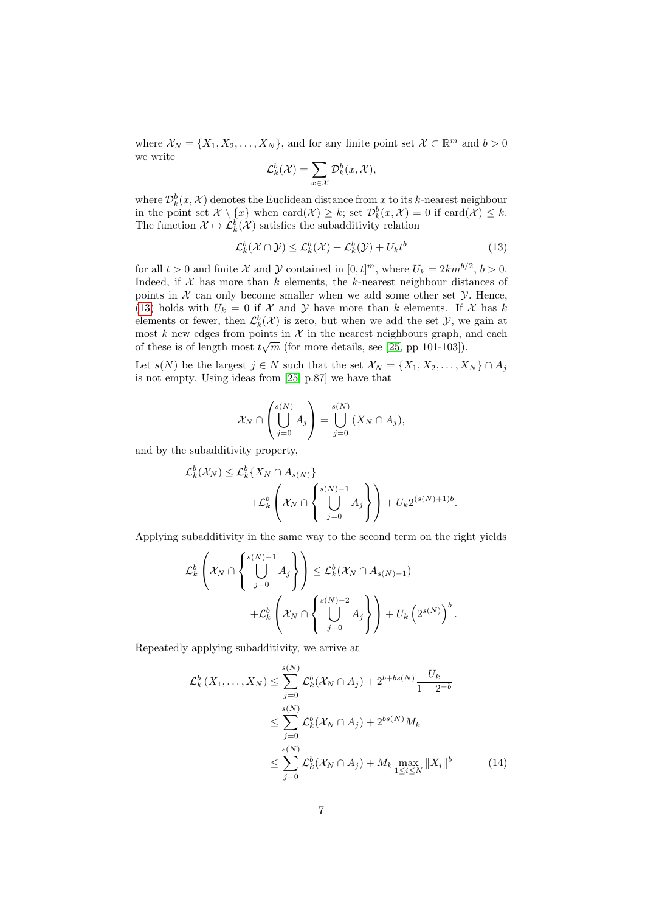where $\mathcal{X}_N = \{X_1, X_2, \ldots, X_N\}$, and for any finite point set $\mathcal{X} \subset \mathbb{R}^m$ and $b > 0$ we write

$$\mathcal{L}_k^b(\mathcal{X}) = \sum_{x \in \mathcal{X}} \mathcal{D}_k^b(x, \mathcal{X}),$$

where $\mathcal{D}_k^b(x, \mathcal{X})$ denotes the Euclidean distance from $x$ to its $k$-nearest neighbour in the point set $\mathcal{X} \setminus \{x\}$ when $\text{card}(\mathcal{X}) \geq k$; set $\mathcal{D}_k^b(x, \mathcal{X}) = 0$ if $\text{card}(\mathcal{X}) \leq k$. The function $\mathcal{X} \mapsto \mathcal{L}_k^b(\mathcal{X})$ satisfies the subadditivity relation

$$\mathcal{L}_k^b(\mathcal{X} \cap \mathcal{Y}) \leq \mathcal{L}_k^b(\mathcal{X}) + \mathcal{L}_k^b(\mathcal{Y}) + U_k t^b \tag{13}$$

for all $t > 0$ and finite $\mathcal{X}$ and $\mathcal{Y}$ contained in $[0, t]^m$, where $U_k = 2km^{b/2}$, $b > 0$. Indeed, if $\mathcal{X}$ has more than $k$ elements, the $k$-nearest neighbour distances of points in $\mathcal{X}$ can only become smaller when we add some other set $\mathcal{Y}$. Hence, (13) holds with $U_k = 0$ if $\mathcal{X}$ and $\mathcal{Y}$ have more than $k$ elements. If $\mathcal{X}$ has $k$ elements or fewer, then $\mathcal{L}_k^b(\mathcal{X})$ is zero, but when we add the set $\mathcal{Y}$, we gain at most $k$ new edges from points in $\mathcal{X}$ in the nearest neighbours graph, and each of these is of length most $t\sqrt{m}$ (for more details, see [25, pp 101-103]).

Let $s(N)$ be the largest $j \in N$ such that the set $\mathcal{X}_N = \{X_1, X_2, \ldots, X_N\} \cap A_j$ is not empty. Using ideas from [25, p.87] we have that

$$\mathcal{X}_N \cap \left( \bigcup_{j=0}^{s(N)} A_j \right) = \bigcup_{j=0}^{s(N)} (X_N \cap A_j),$$

and by the subadditivity property,

$$\mathcal{L}_k^b(\mathcal{X}_N) \leq \mathcal{L}_k^b\{X_N \cap A_{s(N)}\} + \mathcal{L}_k^b\left( \mathcal{X}_N \cap \left\{ \bigcup_{j=0}^{s(N)-1} A_j \right\} \right) + U_k 2^{(s(N)+1)b}.$$

Applying subadditivity in the same way to the second term on the right yields

$$\mathcal{L}_k^b\left( \mathcal{X}_N \cap \left\{ \bigcup_{j=0}^{s(N)-1} A_j \right\} \right) \leq \mathcal{L}_k^b(\mathcal{X}_N \cap A_{s(N)-1}) + \mathcal{L}_k^b\left( \mathcal{X}_N \cap \left\{ \bigcup_{j=0}^{s(N)-2} A_j \right\} \right) + U_k \left(2^{s(N)}\right)^b.$$

Repeatedly applying subadditivity, we arrive at

$$\begin{aligned}
\mathcal{L}_k^b(X_1, \ldots, X_N) &\leq \sum_{j=0}^{s(N)} \mathcal{L}_k^b(\mathcal{X}_N \cap A_j) + 2^{b+bs(N)} \frac{U_k}{1 - 2^{-b}} \\
&\leq \sum_{j=0}^{s(N)} \mathcal{L}_k^b(\mathcal{X}_N \cap A_j) + 2^{bs(N)} M_k \\
&\leq \sum_{j=0}^{s(N)} \mathcal{L}_k^b(\mathcal{X}_N \cap A_j) + M_k \max_{1 \leq i \leq N} \|X_i\|^b
\end{aligned} \tag{14}$$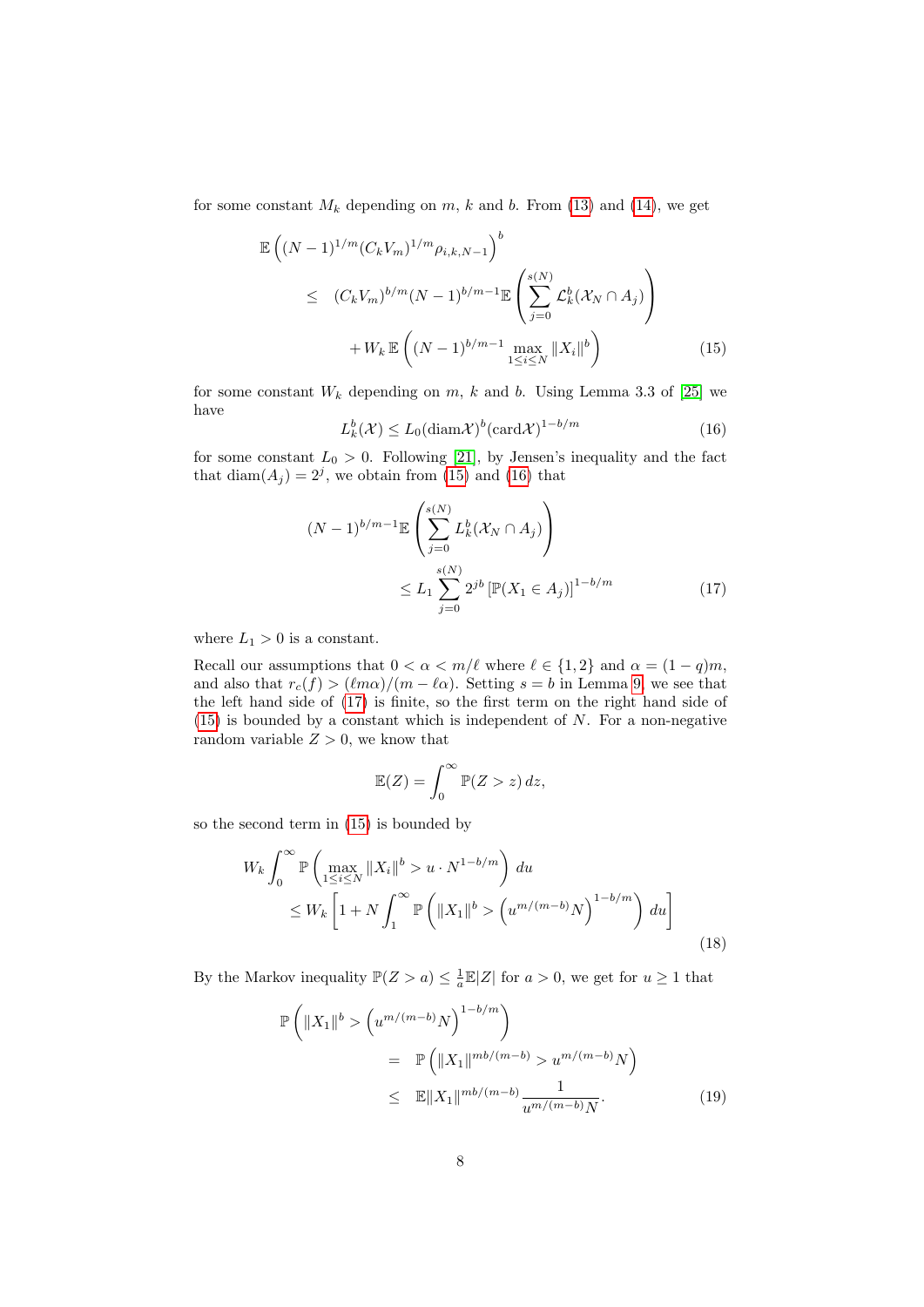for some constant $M_k$ depending on $m$, $k$ and $b$. From (13) and (14), we get

$$
\begin{aligned}
\mathbb{E}\left((N-1)^{1/m}(C_kV_m)^{1/m}\rho_{i,k,N-1}\right)^b \\
\leq \quad (C_kV_m)^{b/m}(N-1)^{b/m-1}\mathbb{E}\left(\sum_{j=0}^{s(N)}\mathcal{L}_k^b(\mathcal{X}_N\cap A_j)\right) \\
+W_k\,\mathbb{E}\left((N-1)^{b/m-1}\max_{1\leq i\leq N}\|X_i\|^b\right) \qquad (15)
\end{aligned}
$$

for some constant $W_k$ depending on $m$, $k$ and $b$. Using Lemma 3.3 of [25] we have

$$
L_k^b(\mathcal{X}) \leq L_0(\mathrm{diam}\mathcal{X})^b(\mathrm{card}\mathcal{X})^{1-b/m} \qquad (16)
$$

for some constant $L_0 > 0$. Following [21], by Jensen's inequality and the fact that $\mathrm{diam}(A_j) = 2^j$, we obtain from (15) and (16) that

$$
\begin{aligned}
(N-1)^{b/m-1}\mathbb{E}\left(\sum_{j=0}^{s(N)}L_k^b(\mathcal{X}_N\cap A_j)\right) \\
\leq L_1\sum_{j=0}^{s(N)}2^{jb}\left[\mathbb{P}(X_1\in A_j)\right]^{1-b/m} \qquad (17)
\end{aligned}
$$

where $L_1 > 0$ is a constant.

Recall our assumptions that $0 < \alpha < m/\ell$ where $\ell \in \{1,2\}$ and $\alpha = (1-q)m$, and also that $r_c(f) > (\ell m\alpha)/(m-\ell\alpha)$. Setting $s = b$ in Lemma 9, we see that the left hand side of (17) is finite, so the first term on the right hand side of (15) is bounded by a constant which is independent of $N$. For a non-negative random variable $Z > 0$, we know that

$$
\mathbb{E}(Z) = \int_0^\infty \mathbb{P}(Z > z)\,dz,
$$

so the second term in (15) is bounded by

$$
\begin{aligned}
W_k\int_0^\infty \mathbb{P}\left(\max_{1\leq i\leq N}\|X_i\|^b > u\cdot N^{1-b/m}\right)\,du \\
\leq W_k\left[1 + N\int_1^\infty \mathbb{P}\left(\|X_1\|^b > \left(u^{m/(m-b)}N\right)^{1-b/m}\right)\,du\right]
\end{aligned} \qquad (18)
$$

By the Markov inequality $\mathbb{P}(Z > a) \leq \frac{1}{a}\mathbb{E}|Z|$ for $a > 0$, we get for $u \geq 1$ that

$$
\begin{aligned}
\mathbb{P}\left(\|X_1\|^b > \left(u^{m/(m-b)}N\right)^{1-b/m}\right) \\
= \quad \mathbb{P}\left(\|X_1\|^{mb/(m-b)} > u^{m/(m-b)}N\right) \\
\leq \quad \mathbb{E}\|X_1\|^{mb/(m-b)}\frac{1}{u^{m/(m-b)}N}. \qquad (19)
\end{aligned}
$$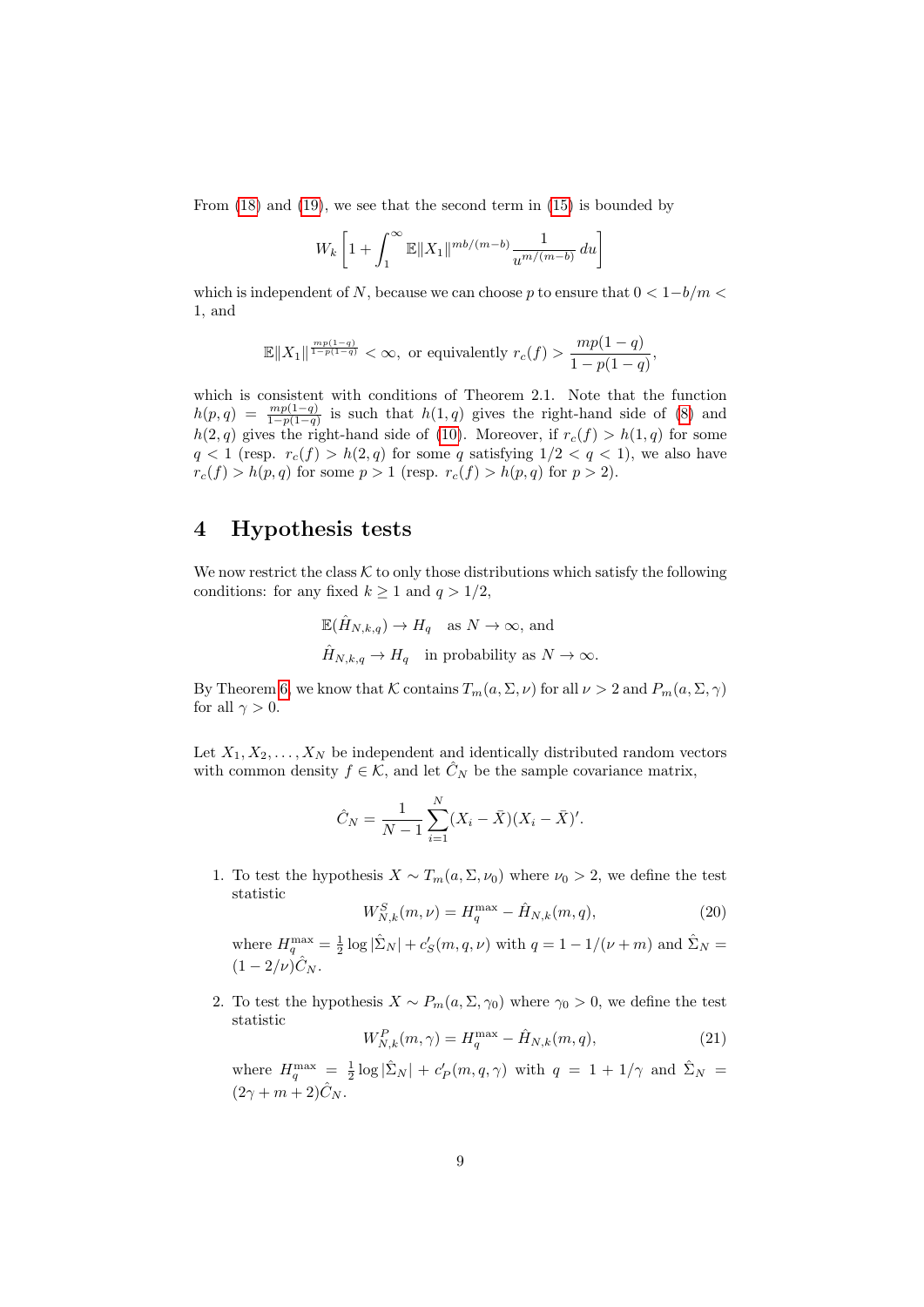From (18) and (19), we see that the second term in (15) is bounded by

$$W_k \left[ 1 + \int_1^\infty \mathbb{E}\|X_1\|^{mb/(m-b)} \frac{1}{u^{m/(m-b)}}\, du \right]$$

which is independent of $N$, because we can choose $p$ to ensure that $0 < 1 - b/m < 1$, and

$$\mathbb{E}\|X_1\|^{\frac{mp(1-q)}{1-p(1-q)}} < \infty, \text{ or equivalently } r_c(f) > \frac{mp(1-q)}{1-p(1-q)},$$

which is consistent with conditions of Theorem 2.1. Note that the function $h(p,q) = \frac{mp(1-q)}{1-p(1-q)}$ is such that $h(1,q)$ gives the right-hand side of (8) and $h(2,q)$ gives the right-hand side of (10). Moreover, if $r_c(f) > h(1,q)$ for some $q < 1$ (resp. $r_c(f) > h(2,q)$ for some $q$ satisfying $1/2 < q < 1$), we also have $r_c(f) > h(p,q)$ for some $p > 1$ (resp. $r_c(f) > h(p,q)$ for $p > 2$).

# 4 Hypothesis tests

We now restrict the class $\mathcal{K}$ to only those distributions which satisfy the following conditions: for any fixed $k \geq 1$ and $q > 1/2$,

$$\mathbb{E}(\hat{H}_{N,k,q}) \to H_q \quad \text{as } N \to \infty, \text{ and}$$

$$\hat{H}_{N,k,q} \to H_q \quad \text{in probability as } N \to \infty.$$

By Theorem 6, we know that $\mathcal{K}$ contains $T_m(a, \Sigma, \nu)$ for all $\nu > 2$ and $P_m(a, \Sigma, \gamma)$ for all $\gamma > 0$.

Let $X_1, X_2, \ldots, X_N$ be independent and identically distributed random vectors with common density $f \in \mathcal{K}$, and let $\hat{C}_N$ be the sample covariance matrix,

$$\hat{C}_N = \frac{1}{N-1} \sum_{i=1}^N (X_i - \bar{X})(X_i - \bar{X})'.$$

1. To test the hypothesis $X \sim T_m(a, \Sigma, \nu_0)$ where $\nu_0 > 2$, we define the test statistic
$$W^S_{N,k}(m,\nu) = H^{\max}_q - \hat{H}_{N,k}(m,q), \tag{20}$$
where $H^{\max}_q = \frac{1}{2}\log|\hat{\Sigma}_N| + c'_S(m,q,\nu)$ with $q = 1 - 1/(\nu+m)$ and $\hat{\Sigma}_N = (1 - 2/\nu)\hat{C}_N$.

2. To test the hypothesis $X \sim P_m(a, \Sigma, \gamma_0)$ where $\gamma_0 > 0$, we define the test statistic
$$W^P_{N,k}(m,\gamma) = H^{\max}_q - \hat{H}_{N,k}(m,q), \tag{21}$$
where $H^{\max}_q = \frac{1}{2}\log|\hat{\Sigma}_N| + c'_P(m,q,\gamma)$ with $q = 1 + 1/\gamma$ and $\hat{\Sigma}_N = (2\gamma + m + 2)\hat{C}_N$.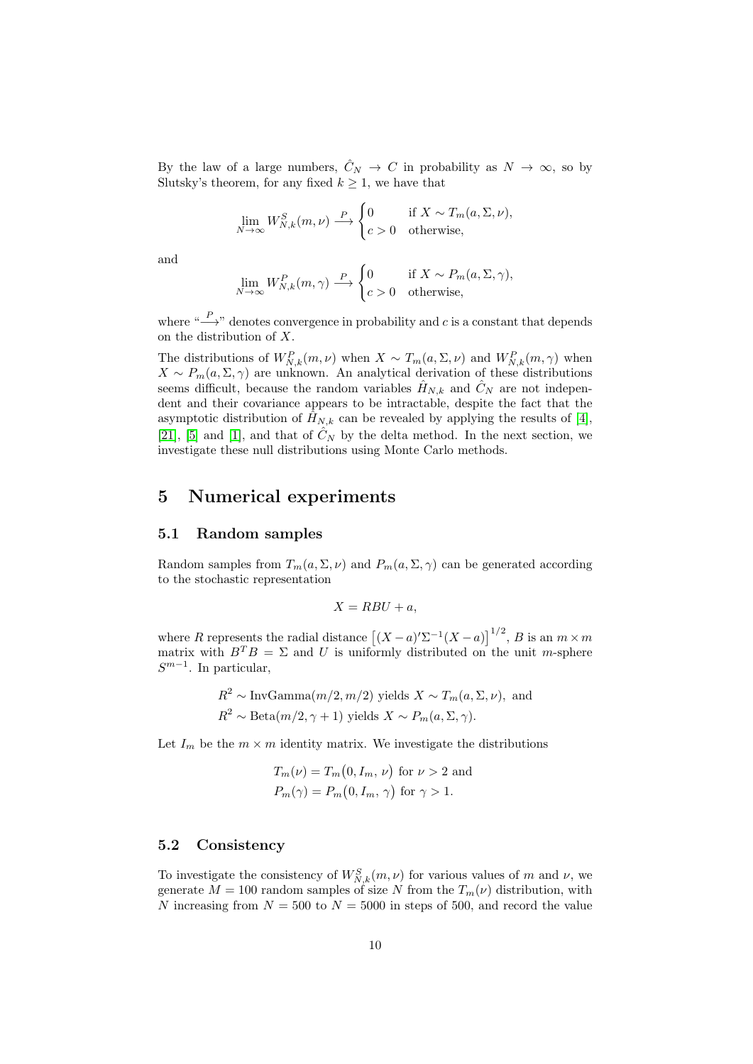By the law of a large numbers, $\hat{C}_N \to C$ in probability as $N \to \infty$, so by Slutsky's theorem, for any fixed $k \geq 1$, we have that

$$\lim_{N\to\infty} W^S_{N,k}(m,\nu) \xrightarrow{P} \begin{cases} 0 & \text{if } X \sim T_m(a,\Sigma,\nu), \\ c > 0 & \text{otherwise,} \end{cases}$$

and

$$\lim_{N\to\infty} W^P_{N,k}(m,\gamma) \xrightarrow{P} \begin{cases} 0 & \text{if } X \sim P_m(a,\Sigma,\gamma), \\ c > 0 & \text{otherwise,} \end{cases}$$

where "$\xrightarrow{P}$" denotes convergence in probability and $c$ is a constant that depends on the distribution of $X$.

The distributions of $W^P_{N,k}(m,\nu)$ when $X \sim T_m(a,\Sigma,\nu)$ and $W^P_{N,k}(m,\gamma)$ when $X \sim P_m(a,\Sigma,\gamma)$ are unknown. An analytical derivation of these distributions seems difficult, because the random variables $\hat{H}_{N,k}$ and $\hat{C}_N$ are not independent and their covariance appears to be intractable, despite the fact that the asymptotic distribution of $\hat{H}_{N,k}$ can be revealed by applying the results of [4], [21], [5] and [1], and that of $\hat{C}_N$ by the delta method. In the next section, we investigate these null distributions using Monte Carlo methods.

# 5 Numerical experiments

## 5.1 Random samples

Random samples from $T_m(a,\Sigma,\nu)$ and $P_m(a,\Sigma,\gamma)$ can be generated according to the stochastic representation

$$X = RBU + a,$$

where $R$ represents the radial distance $\left[(X-a)'\Sigma^{-1}(X-a)\right]^{1/2}$, $B$ is an $m \times m$ matrix with $B^T B = \Sigma$ and $U$ is uniformly distributed on the unit $m$-sphere $S^{m-1}$. In particular,

$$R^2 \sim \text{InvGamma}(m/2, m/2) \text{ yields } X \sim T_m(a,\Sigma,\nu), \text{ and}$$
$$R^2 \sim \text{Beta}(m/2, \gamma+1) \text{ yields } X \sim P_m(a,\Sigma,\gamma).$$

Let $I_m$ be the $m \times m$ identity matrix. We investigate the distributions

$$T_m(\nu) = T_m\big(0, I_m, \nu\big) \text{ for } \nu > 2 \text{ and}$$
$$P_m(\gamma) = P_m\big(0, I_m, \gamma\big) \text{ for } \gamma > 1.$$

## 5.2 Consistency

To investigate the consistency of $W^S_{N,k}(m,\nu)$ for various values of $m$ and $\nu$, we generate $M = 100$ random samples of size $N$ from the $T_m(\nu)$ distribution, with $N$ increasing from $N = 500$ to $N = 5000$ in steps of 500, and record the value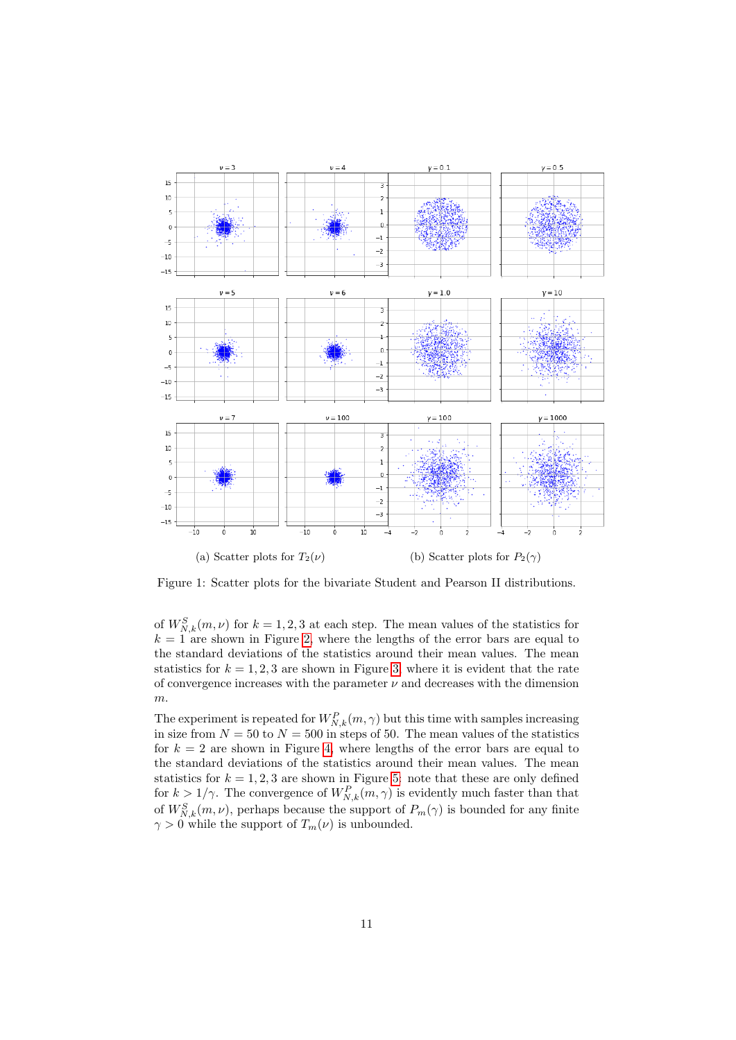(a) Scatter plots for $T_2(\nu)$

(b) Scatter plots for $P_2(\gamma)$

Figure 1: Scatter plots for the bivariate Student and Pearson II distributions.

of $W^S_{N,k}(m,\nu)$ for $k=1,2,3$ at each step. The mean values of the statistics for $k=1$ are shown in Figure 2, where the lengths of the error bars are equal to the standard deviations of the statistics around their mean values. The mean statistics for $k=1,2,3$ are shown in Figure 3, where it is evident that the rate of convergence increases with the parameter $\nu$ and decreases with the dimension $m$.

The experiment is repeated for $W^P_{N,k}(m,\gamma)$ but this time with samples increasing in size from $N=50$ to $N=500$ in steps of 50. The mean values of the statistics for $k=2$ are shown in Figure 4, where lengths of the error bars are equal to the standard deviations of the statistics around their mean values. The mean statistics for $k=1,2,3$ are shown in Figure 5: note that these are only defined for $k>1/\gamma$. The convergence of $W^P_{N,k}(m,\gamma)$ is evidently much faster than that of $W^S_{N,k}(m,\nu)$, perhaps because the support of $P_m(\gamma)$ is bounded for any finite $\gamma>0$ while the support of $T_m(\nu)$ is unbounded.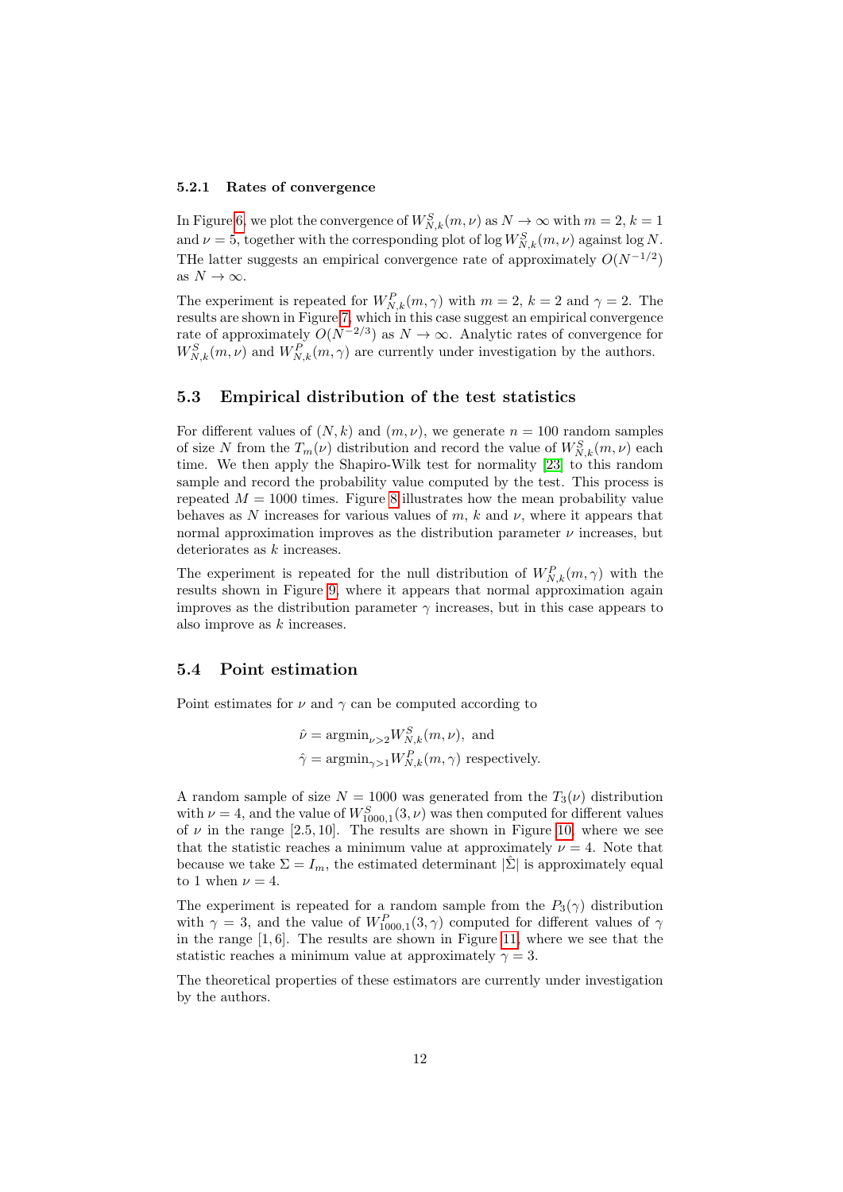### 5.2.1 Rates of convergence

In Figure 6, we plot the convergence of $W^S_{N,k}(m,\nu)$ as $N \to \infty$ with $m = 2$, $k = 1$ and $\nu = 5$, together with the corresponding plot of $\log W^S_{N,k}(m,\nu)$ against $\log N$. THe latter suggests an empirical convergence rate of approximately $O(N^{-1/2})$ as $N \to \infty$.

The experiment is repeated for $W^P_{N,k}(m,\gamma)$ with $m = 2$, $k = 2$ and $\gamma = 2$. The results are shown in Figure 7, which in this case suggest an empirical convergence rate of approximately $O(N^{-2/3})$ as $N \to \infty$. Analytic rates of convergence for $W^S_{N,k}(m,\nu)$ and $W^P_{N,k}(m,\gamma)$ are currently under investigation by the authors.

## 5.3 Empirical distribution of the test statistics

For different values of $(N,k)$ and $(m,\nu)$, we generate $n = 100$ random samples of size $N$ from the $T_m(\nu)$ distribution and record the value of $W^S_{N,k}(m,\nu)$ each time. We then apply the Shapiro-Wilk test for normality [23] to this random sample and record the probability value computed by the test. This process is repeated $M = 1000$ times. Figure 8 illustrates how the mean probability value behaves as $N$ increases for various values of $m$, $k$ and $\nu$, where it appears that normal approximation improves as the distribution parameter $\nu$ increases, but deteriorates as $k$ increases.

The experiment is repeated for the null distribution of $W^P_{N,k}(m,\gamma)$ with the results shown in Figure 9, where it appears that normal approximation again improves as the distribution parameter $\gamma$ increases, but in this case appears to also improve as $k$ increases.

## 5.4 Point estimation

Point estimates for $\nu$ and $\gamma$ can be computed according to

$$\begin{aligned}
\hat{\nu} &= \operatorname{argmin}_{\nu>2} W^S_{N,k}(m,\nu), \text{ and} \\
\hat{\gamma} &= \operatorname{argmin}_{\gamma>1} W^P_{N,k}(m,\gamma) \text{ respectively.}
\end{aligned}$$

A random sample of size $N = 1000$ was generated from the $T_3(\nu)$ distribution with $\nu = 4$, and the value of $W^S_{1000,1}(3,\nu)$ was then computed for different values of $\nu$ in the range $[2.5, 10]$. The results are shown in Figure 10, where we see that the statistic reaches a minimum value at approximately $\nu = 4$. Note that because we take $\Sigma = I_m$, the estimated determinant $|\hat{\Sigma}|$ is approximately equal to 1 when $\nu = 4$.

The experiment is repeated for a random sample from the $P_3(\gamma)$ distribution with $\gamma = 3$, and the value of $W^P_{1000,1}(3,\gamma)$ computed for different values of $\gamma$ in the range $[1, 6]$. The results are shown in Figure 11, where we see that the statistic reaches a minimum value at approximately $\gamma = 3$.

The theoretical properties of these estimators are currently under investigation by the authors.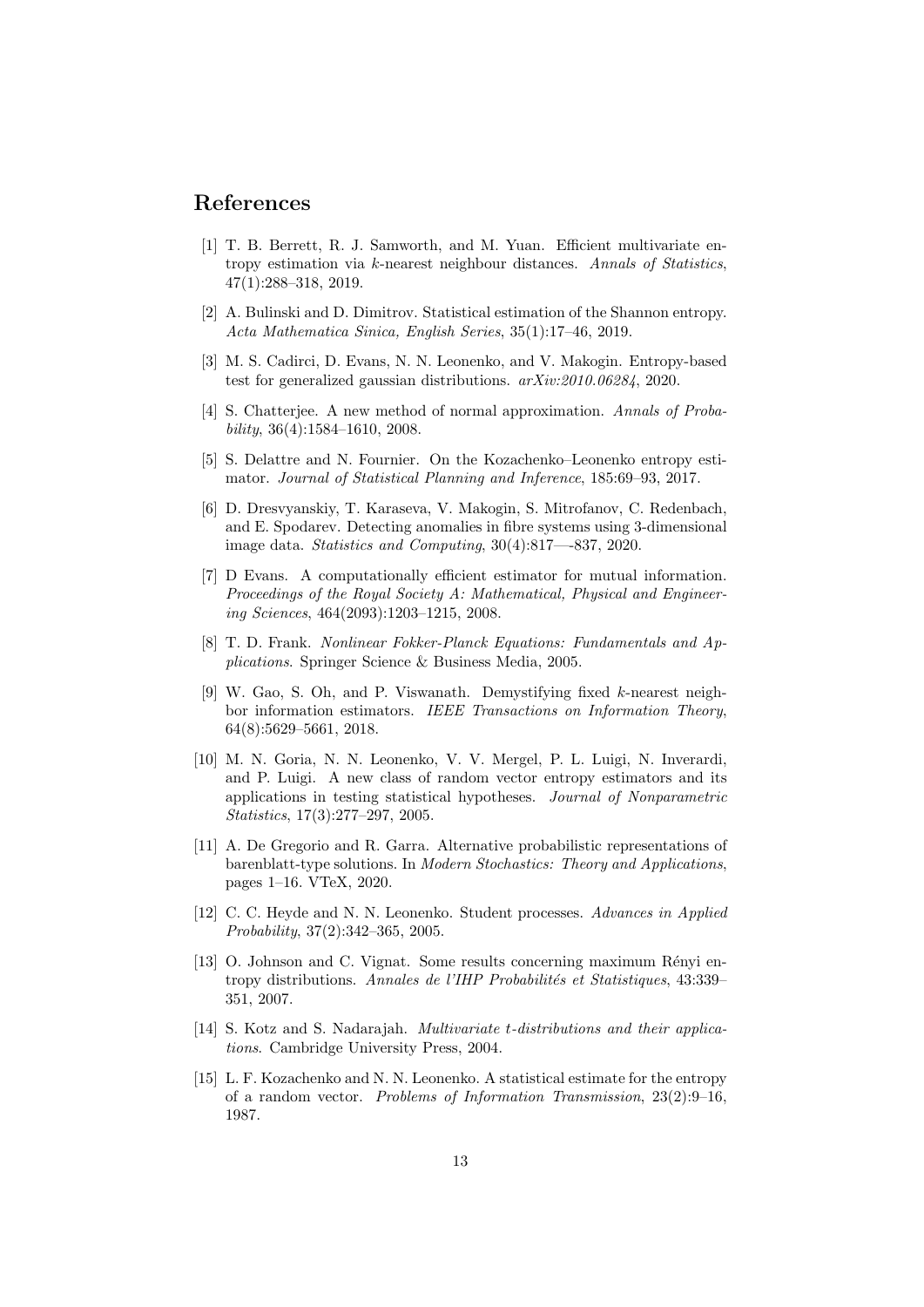## References

[1] T. B. Berrett, R. J. Samworth, and M. Yuan. Efficient multivariate entropy estimation via $k$-nearest neighbour distances. *Annals of Statistics*, 47(1):288–318, 2019.

[2] A. Bulinski and D. Dimitrov. Statistical estimation of the Shannon entropy. *Acta Mathematica Sinica, English Series*, 35(1):17–46, 2019.

[3] M. S. Cadirci, D. Evans, N. N. Leonenko, and V. Makogin. Entropy-based test for generalized gaussian distributions. *arXiv:2010.06284*, 2020.

[4] S. Chatterjee. A new method of normal approximation. *Annals of Probability*, 36(4):1584–1610, 2008.

[5] S. Delattre and N. Fournier. On the Kozachenko–Leonenko entropy estimator. *Journal of Statistical Planning and Inference*, 185:69–93, 2017.

[6] D. Dresvyanskiy, T. Karaseva, V. Makogin, S. Mitrofanov, C. Redenbach, and E. Spodarev. Detecting anomalies in fibre systems using 3-dimensional image data. *Statistics and Computing*, 30(4):817—-837, 2020.

[7] D Evans. A computationally efficient estimator for mutual information. *Proceedings of the Royal Society A: Mathematical, Physical and Engineering Sciences*, 464(2093):1203–1215, 2008.

[8] T. D. Frank. *Nonlinear Fokker-Planck Equations: Fundamentals and Applications*. Springer Science & Business Media, 2005.

[9] W. Gao, S. Oh, and P. Viswanath. Demystifying fixed $k$-nearest neighbor information estimators. *IEEE Transactions on Information Theory*, 64(8):5629–5661, 2018.

[10] M. N. Goria, N. N. Leonenko, V. V. Mergel, P. L. Luigi, N. Inverardi, and P. Luigi. A new class of random vector entropy estimators and its applications in testing statistical hypotheses. *Journal of Nonparametric Statistics*, 17(3):277–297, 2005.

[11] A. De Gregorio and R. Garra. Alternative probabilistic representations of barenblatt-type solutions. In *Modern Stochastics: Theory and Applications*, pages 1–16. VTeX, 2020.

[12] C. C. Heyde and N. N. Leonenko. Student processes. *Advances in Applied Probability*, 37(2):342–365, 2005.

[13] O. Johnson and C. Vignat. Some results concerning maximum Rényi entropy distributions. *Annales de l'IHP Probabilités et Statistiques*, 43:339–351, 2007.

[14] S. Kotz and S. Nadarajah. *Multivariate t-distributions and their applications*. Cambridge University Press, 2004.

[15] L. F. Kozachenko and N. N. Leonenko. A statistical estimate for the entropy of a random vector. *Problems of Information Transmission*, 23(2):9–16, 1987.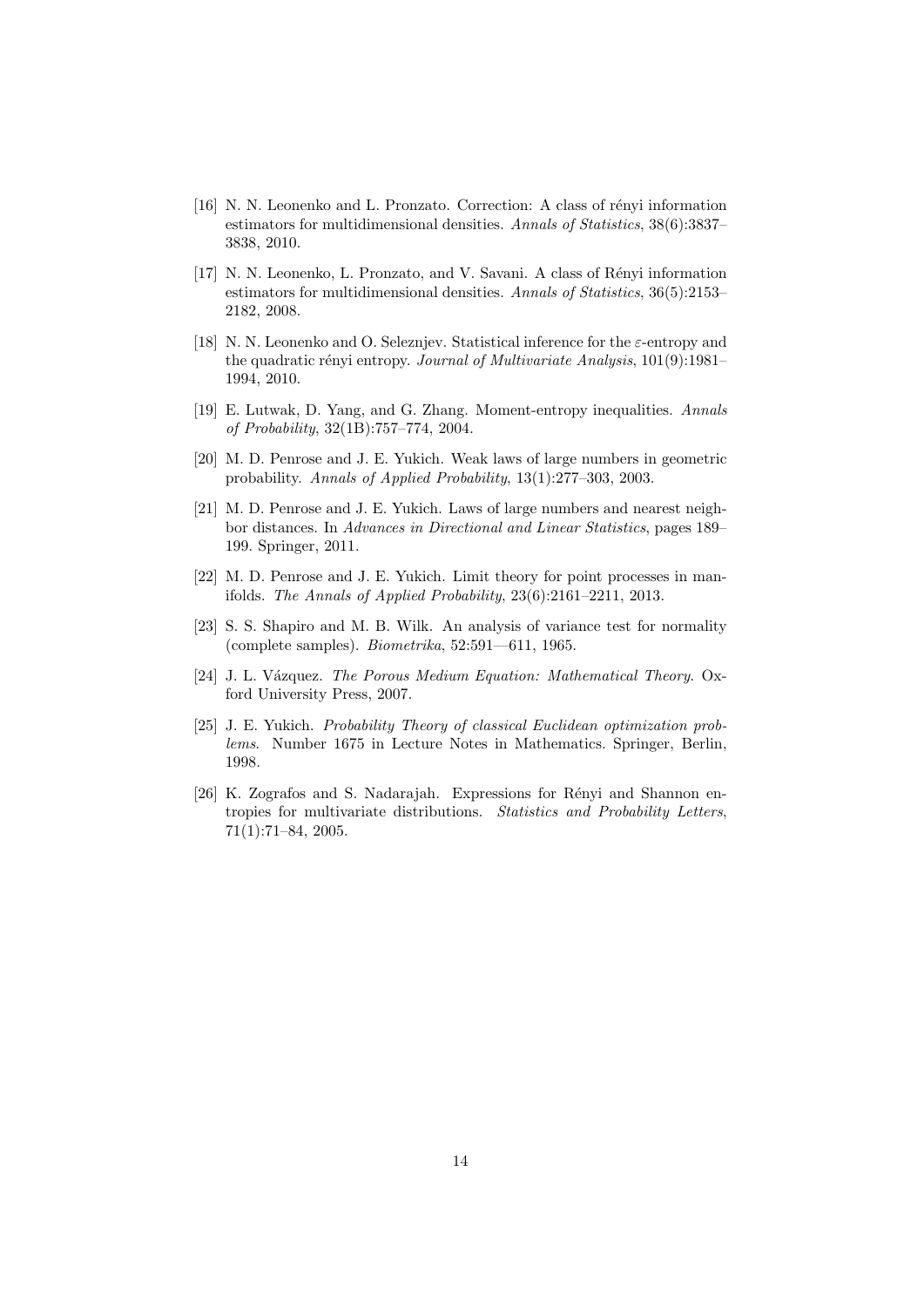[16] N. N. Leonenko and L. Pronzato. Correction: A class of rényi information estimators for multidimensional densities. *Annals of Statistics*, 38(6):3837–3838, 2010.

[17] N. N. Leonenko, L. Pronzato, and V. Savani. A class of Rényi information estimators for multidimensional densities. *Annals of Statistics*, 36(5):2153–2182, 2008.

[18] N. N. Leonenko and O. Seleznjev. Statistical inference for the $\varepsilon$-entropy and the quadratic rényi entropy. *Journal of Multivariate Analysis*, 101(9):1981–1994, 2010.

[19] E. Lutwak, D. Yang, and G. Zhang. Moment-entropy inequalities. *Annals of Probability*, 32(1B):757–774, 2004.

[20] M. D. Penrose and J. E. Yukich. Weak laws of large numbers in geometric probability. *Annals of Applied Probability*, 13(1):277–303, 2003.

[21] M. D. Penrose and J. E. Yukich. Laws of large numbers and nearest neighbor distances. In *Advances in Directional and Linear Statistics*, pages 189–199. Springer, 2011.

[22] M. D. Penrose and J. E. Yukich. Limit theory for point processes in manifolds. *The Annals of Applied Probability*, 23(6):2161–2211, 2013.

[23] S. S. Shapiro and M. B. Wilk. An analysis of variance test for normality (complete samples). *Biometrika*, 52:591—611, 1965.

[24] J. L. Vázquez. *The Porous Medium Equation: Mathematical Theory*. Oxford University Press, 2007.

[25] J. E. Yukich. *Probability Theory of classical Euclidean optimization problems*. Number 1675 in Lecture Notes in Mathematics. Springer, Berlin, 1998.

[26] K. Zografos and S. Nadarajah. Expressions for Rényi and Shannon entropies for multivariate distributions. *Statistics and Probability Letters*, 71(1):71–84, 2005.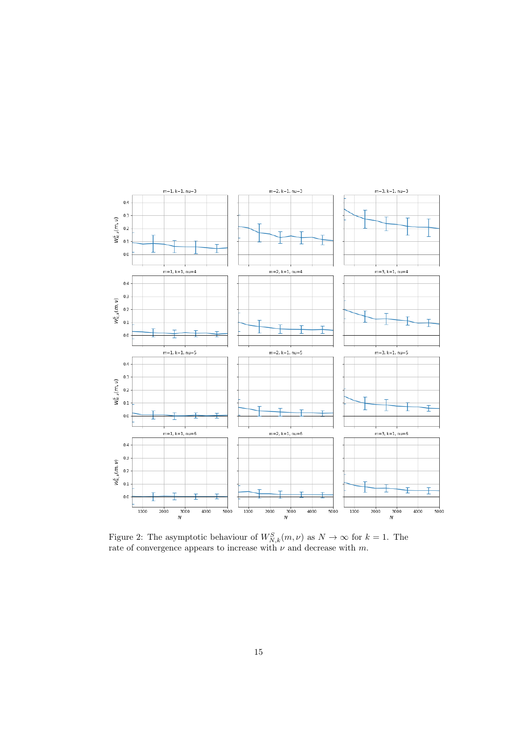Figure 2: The asymptotic behaviour of $W^S_{N,k}(m,\nu)$ as $N \to \infty$ for $k = 1$. The rate of convergence appears to increase with $\nu$ and decrease with $m$.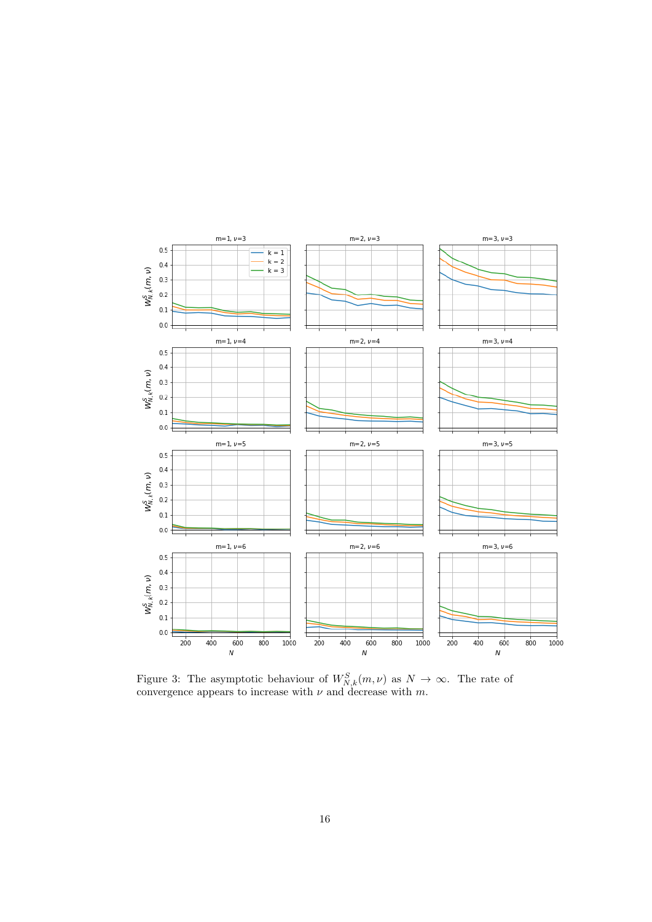Figure 3: The asymptotic behaviour of $W^S_{N,k}(m,\nu)$ as $N \to \infty$. The rate of convergence appears to increase with $\nu$ and decrease with $m$.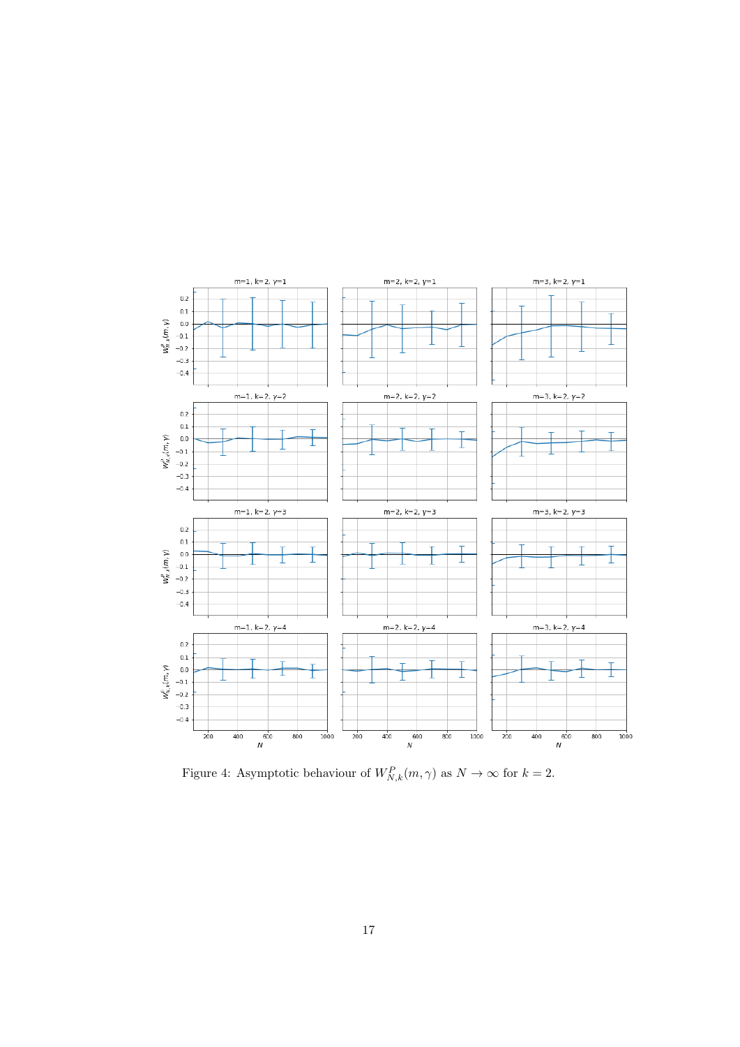Figure 4: Asymptotic behaviour of $W^P_{N,k}(m,\gamma)$ as $N \to \infty$ for $k = 2$.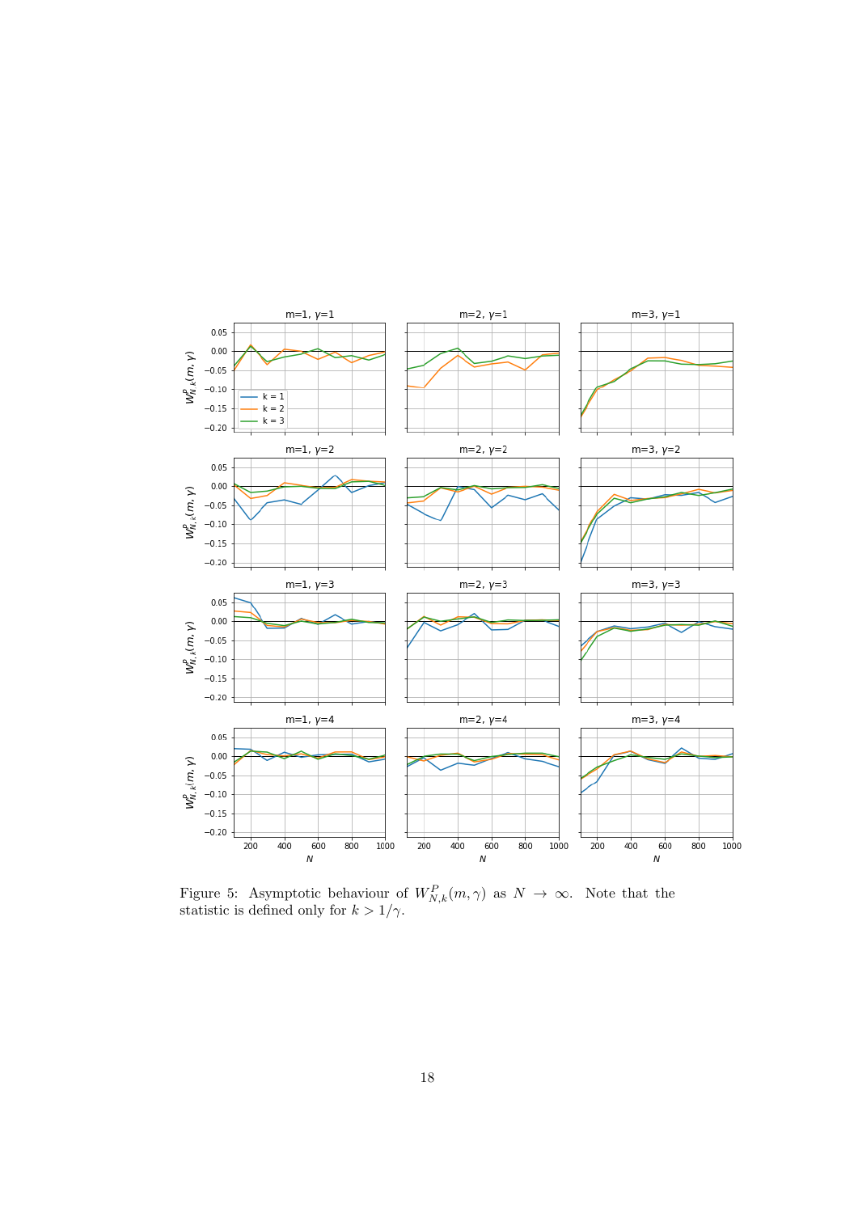Figure 5: Asymptotic behaviour of $W^{P}_{N,k}(m,\gamma)$ as $N \to \infty$. Note that the statistic is defined only for $k > 1/\gamma$.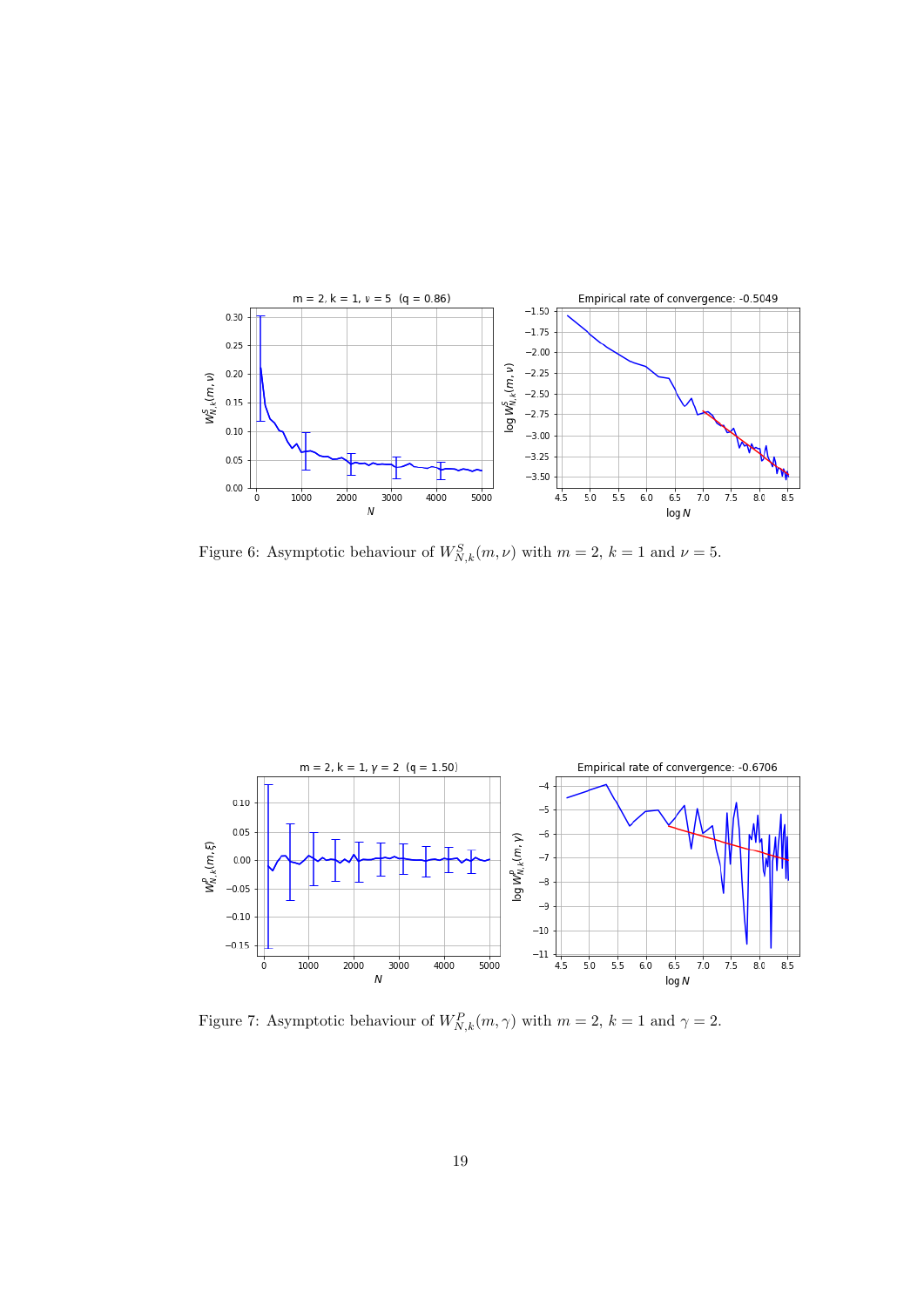Figure 6: Asymptotic behaviour of $W^S_{N,k}(m,\nu)$ with $m = 2$, $k = 1$ and $\nu = 5$.

Figure 7: Asymptotic behaviour of $W^P_{N,k}(m,\gamma)$ with $m = 2$, $k = 1$ and $\gamma = 2$.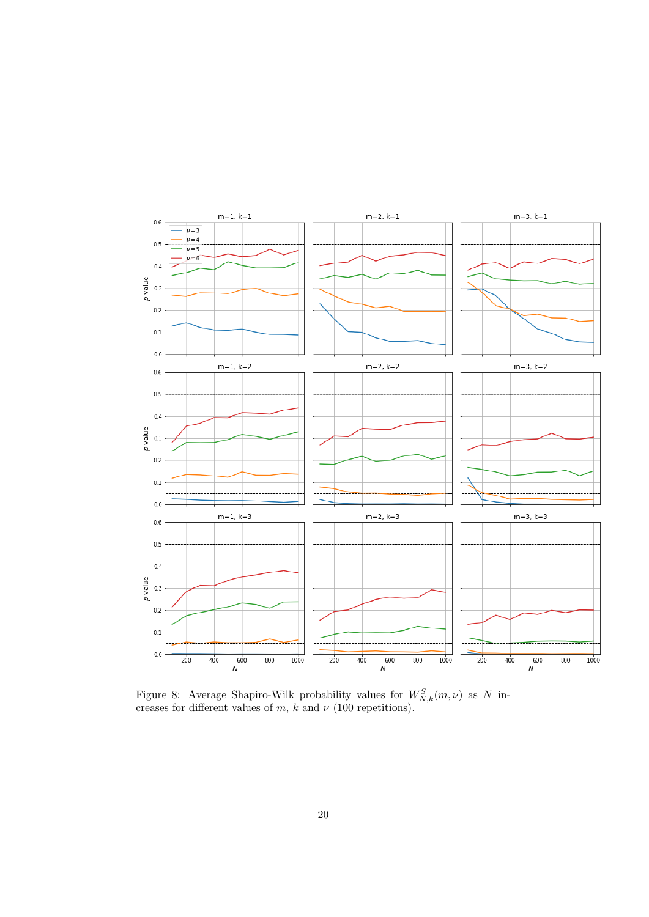Figure 8: Average Shapiro-Wilk probability values for $W^S_{N,k}(m,\nu)$ as $N$ increases for different values of $m$, $k$ and $\nu$ (100 repetitions).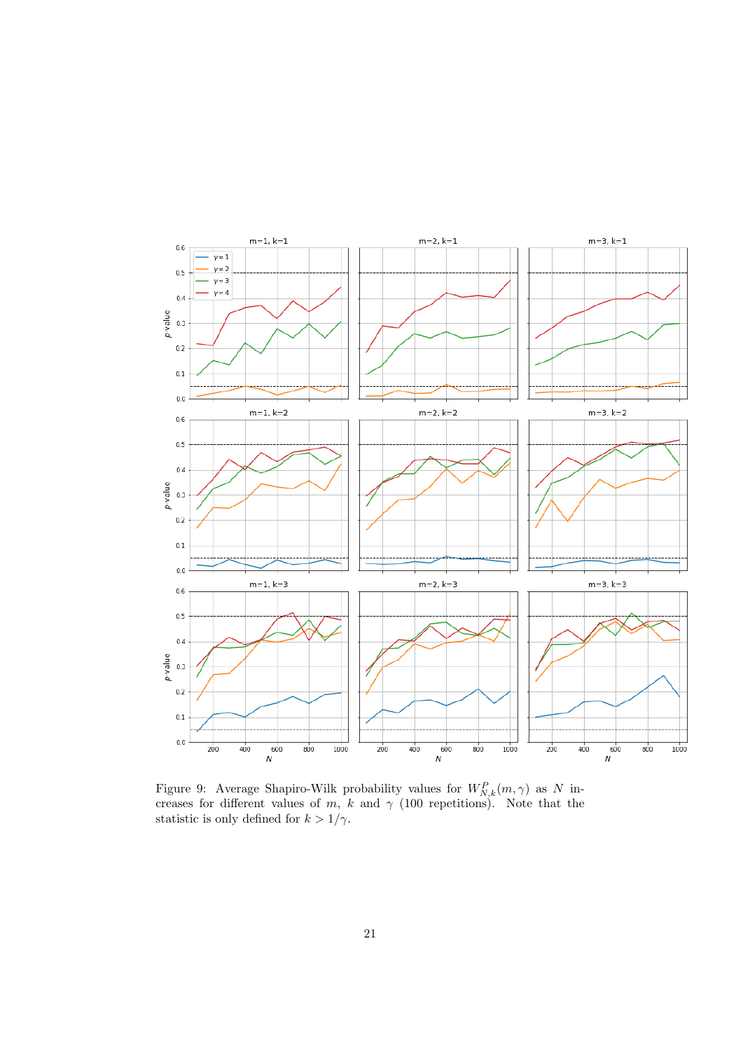Figure 9: Average Shapiro-Wilk probability values for $W^P_{N,k}(m,\gamma)$ as $N$ increases for different values of $m$, $k$ and $\gamma$ (100 repetitions). Note that the statistic is only defined for $k > 1/\gamma$.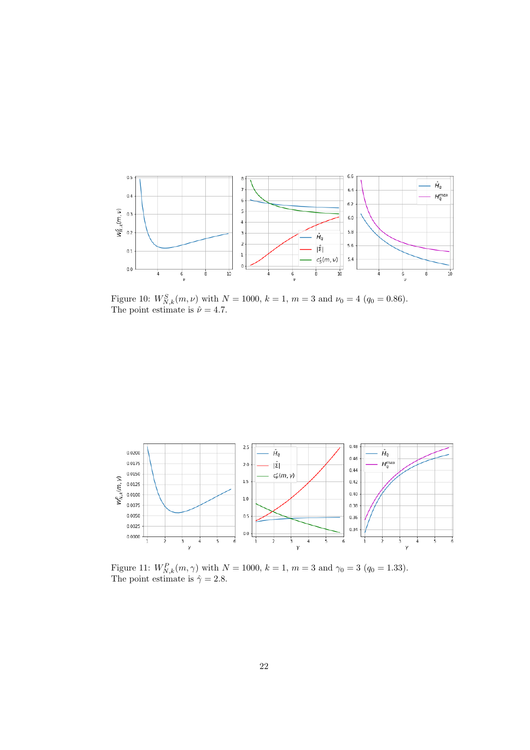$W^S_{N,k}(m,\nu)$

0.5
0.4
0.3
0.2
0.1
0.0

4 6 8 10

$\nu$

8
7
6
5
4
3
2
1
0

4 6 8 10

$\nu$

$\hat{H}_q$
$|\hat{\Sigma}|$
$c'_S(m,\nu)$

6.6
6.4
6.2
6.0
5.8
5.6
5.4

4 6 8 10

$\nu$

$\hat{H}_q$
$H_q^{\max}$

Figure 10: $W^S_{N,k}(m, \nu)$ with $N = 1000$, $k = 1$, $m = 3$ and $\nu_0 = 4$ ($q_0 = 0.86$). The point estimate is $\hat{\nu} = 4.7$.

$W^P_{N,k}(m,\gamma)$

0.0200
0.0175
0.0150
0.0125
0.0100
0.0075
0.0050
0.0025
0.0000

1 2 3 4 5 6

$\gamma$

2.5
2.0
1.5
1.0
0.5
0.0

1 2 3 4 5 6

$\gamma$

$\hat{H}_q$
$|\hat{\Sigma}|$
$c'_P(m,\gamma)$

0.48
0.46
0.44
0.42
0.40
0.38
0.36
0.34

1 2 3 4 5 6

$\gamma$

$\hat{H}_q$
$H_q^{\max}$

Figure 11: $W^P_{N,k}(m, \gamma)$ with $N = 1000$, $k = 1$, $m = 3$ and $\gamma_0 = 3$ ($q_0 = 1.33$). The point estimate is $\hat{\gamma} = 2.8$.